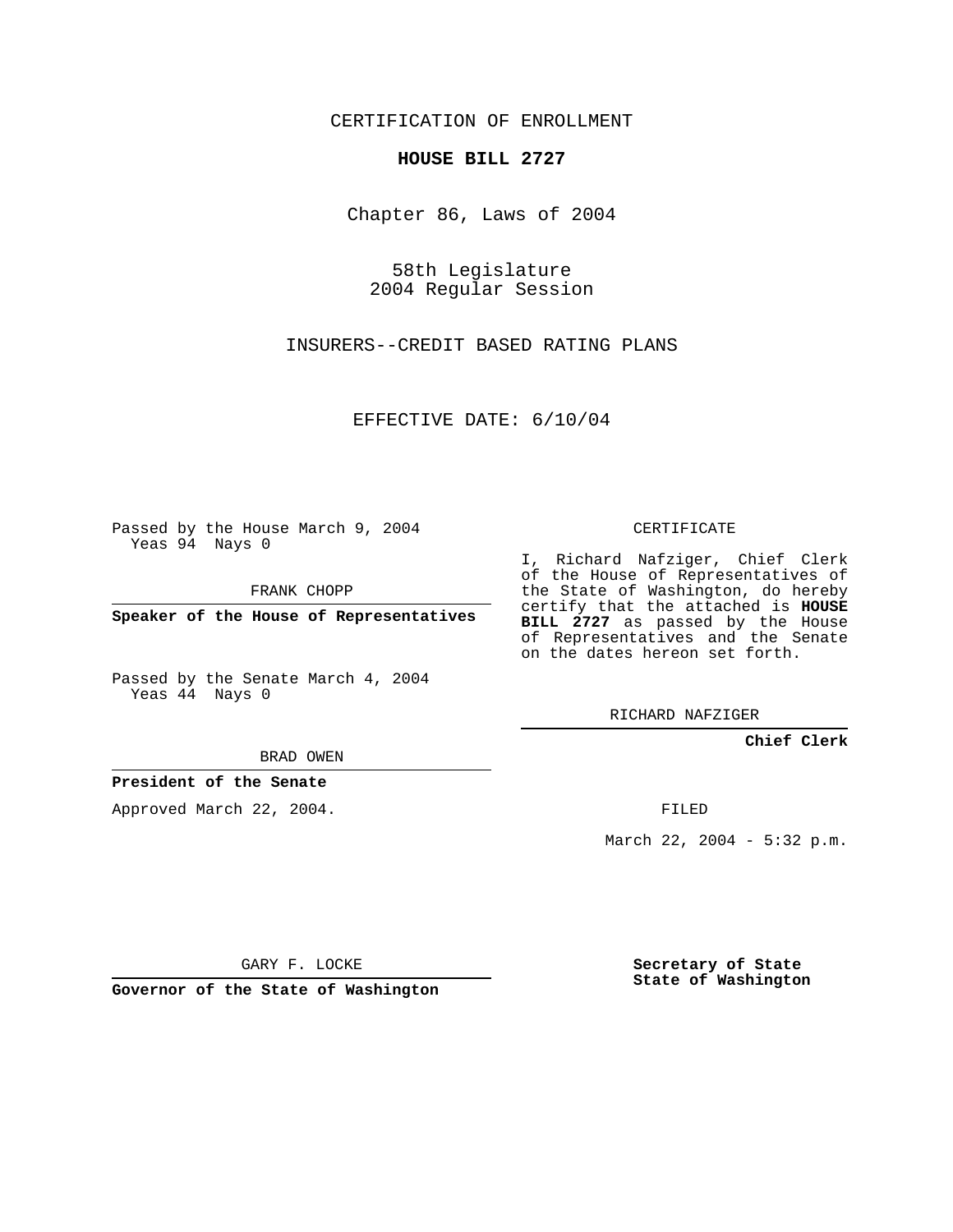CERTIFICATION OF ENROLLMENT

**HOUSE BILL 2727**

Chapter 86, Laws of 2004

58th Legislature
2004 Regular Session

INSURERS--CREDIT BASED RATING PLANS

EFFECTIVE DATE: 6/10/04

Passed by the House March 9, 2004
Yeas 94 Nays 0

FRANK CHOPP

**Speaker of the House of Representatives**

Passed by the Senate March 4, 2004
Yeas 44 Nays 0

BRAD OWEN

**President of the Senate**

Approved March 22, 2004.

GARY F. LOCKE

**Governor of the State of Washington**

CERTIFICATE

I, Richard Nafziger, Chief Clerk of the House of Representatives of the State of Washington, do hereby certify that the attached is **HOUSE BILL 2727** as passed by the House of Representatives and the Senate on the dates hereon set forth.

RICHARD NAFZIGER

**Chief Clerk**

FILED

March 22, 2004 - 5:32 p.m.

**Secretary of State**
**State of Washington**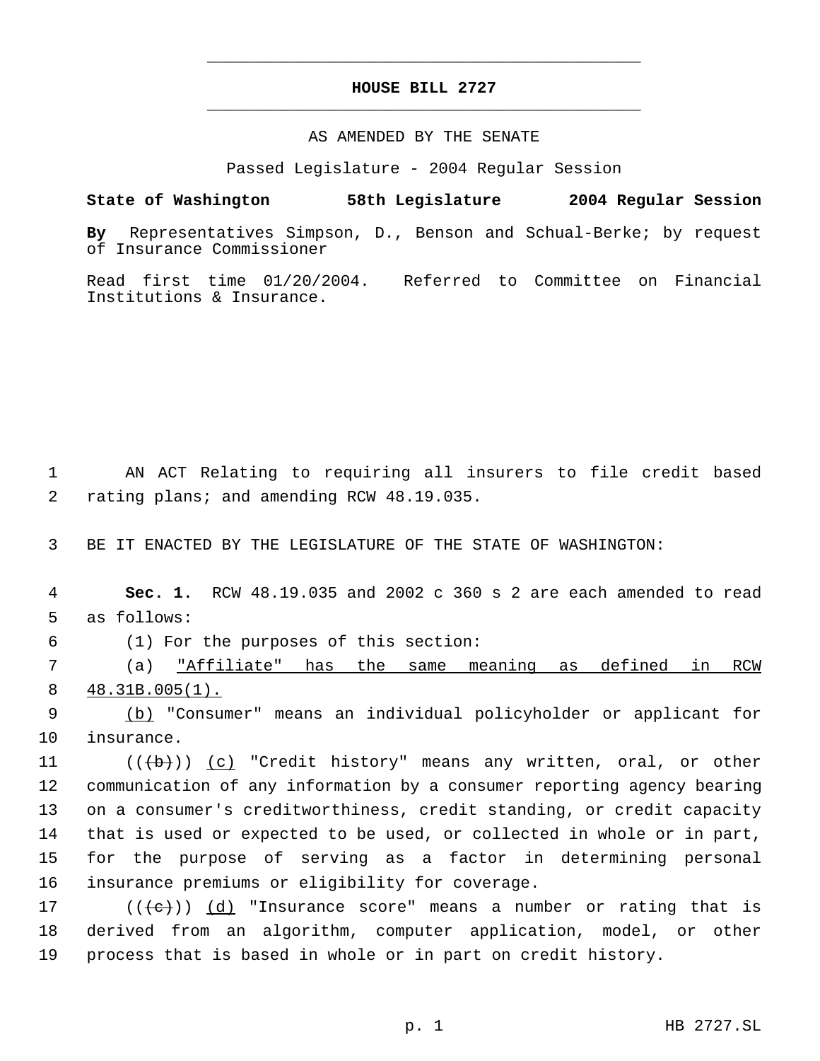# HOUSE BILL 2727

AS AMENDED BY THE SENATE

Passed Legislature - 2004 Regular Session

**State of Washington 58th Legislature 2004 Regular Session**

**By** Representatives Simpson, D., Benson and Schual-Berke; by request of Insurance Commissioner

Read first time 01/20/2004. Referred to Committee on Financial Institutions & Insurance.

AN ACT Relating to requiring all insurers to file credit based rating plans; and amending RCW 48.19.035.

BE IT ENACTED BY THE LEGISLATURE OF THE STATE OF WASHINGTON:

**Sec. 1.** RCW 48.19.035 and 2002 c 360 s 2 are each amended to read as follows:

(1) For the purposes of this section:

(a) "Affiliate" has the same meaning as defined in RCW 48.31B.005(1).

(b) "Consumer" means an individual policyholder or applicant for insurance.

(((b))) (c) "Credit history" means any written, oral, or other communication of any information by a consumer reporting agency bearing on a consumer's creditworthiness, credit standing, or credit capacity that is used or expected to be used, or collected in whole or in part, for the purpose of serving as a factor in determining personal insurance premiums or eligibility for coverage.

(((c))) (d) "Insurance score" means a number or rating that is derived from an algorithm, computer application, model, or other process that is based in whole or in part on credit history.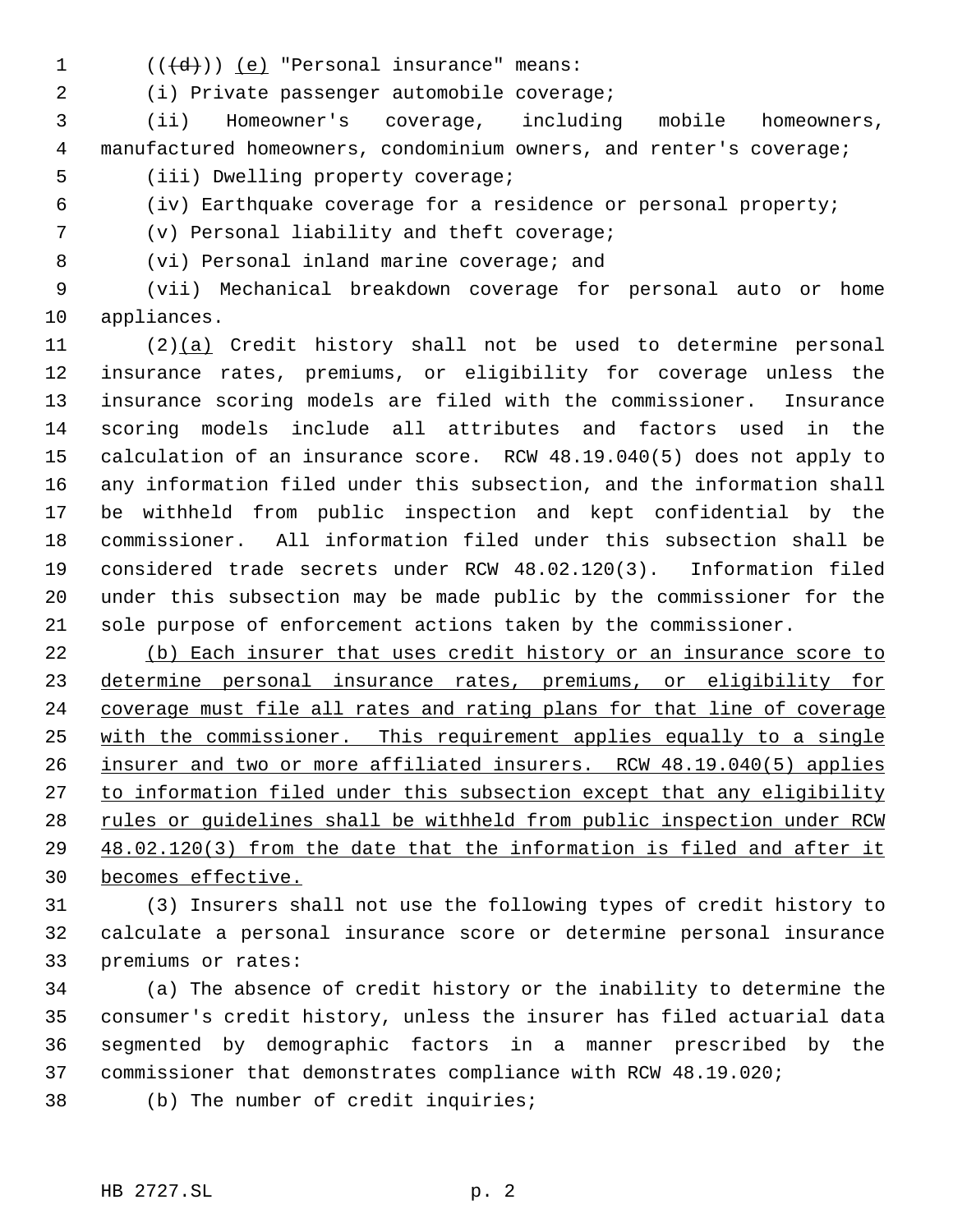(((d))) (e) "Personal insurance" means:

(i) Private passenger automobile coverage;

(ii) Homeowner's coverage, including mobile homeowners, manufactured homeowners, condominium owners, and renter's coverage;

(iii) Dwelling property coverage;

(iv) Earthquake coverage for a residence or personal property;

(v) Personal liability and theft coverage;

(vi) Personal inland marine coverage; and

(vii) Mechanical breakdown coverage for personal auto or home appliances.

(2)(a) Credit history shall not be used to determine personal insurance rates, premiums, or eligibility for coverage unless the insurance scoring models are filed with the commissioner. Insurance scoring models include all attributes and factors used in the calculation of an insurance score. RCW 48.19.040(5) does not apply to any information filed under this subsection, and the information shall be withheld from public inspection and kept confidential by the commissioner. All information filed under this subsection shall be considered trade secrets under RCW 48.02.120(3). Information filed under this subsection may be made public by the commissioner for the sole purpose of enforcement actions taken by the commissioner.

(b) Each insurer that uses credit history or an insurance score to determine personal insurance rates, premiums, or eligibility for coverage must file all rates and rating plans for that line of coverage with the commissioner. This requirement applies equally to a single insurer and two or more affiliated insurers. RCW 48.19.040(5) applies to information filed under this subsection except that any eligibility rules or guidelines shall be withheld from public inspection under RCW 48.02.120(3) from the date that the information is filed and after it becomes effective.

(3) Insurers shall not use the following types of credit history to calculate a personal insurance score or determine personal insurance premiums or rates:

(a) The absence of credit history or the inability to determine the consumer's credit history, unless the insurer has filed actuarial data segmented by demographic factors in a manner prescribed by the commissioner that demonstrates compliance with RCW 48.19.020;

(b) The number of credit inquiries;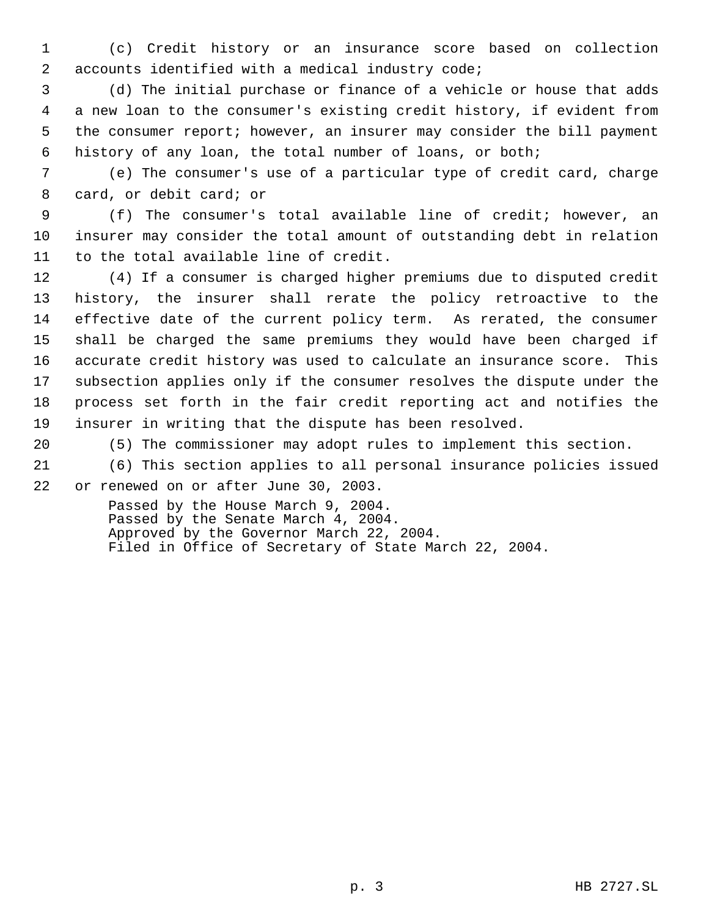(c) Credit history or an insurance score based on collection accounts identified with a medical industry code;

(d) The initial purchase or finance of a vehicle or house that adds a new loan to the consumer's existing credit history, if evident from the consumer report; however, an insurer may consider the bill payment history of any loan, the total number of loans, or both;

(e) The consumer's use of a particular type of credit card, charge card, or debit card; or

(f) The consumer's total available line of credit; however, an insurer may consider the total amount of outstanding debt in relation to the total available line of credit.

(4) If a consumer is charged higher premiums due to disputed credit history, the insurer shall rerate the policy retroactive to the effective date of the current policy term. As rerated, the consumer shall be charged the same premiums they would have been charged if accurate credit history was used to calculate an insurance score. This subsection applies only if the consumer resolves the dispute under the process set forth in the fair credit reporting act and notifies the insurer in writing that the dispute has been resolved.

(5) The commissioner may adopt rules to implement this section.

(6) This section applies to all personal insurance policies issued or renewed on or after June 30, 2003.

Passed by the House March 9, 2004.
Passed by the Senate March 4, 2004.
Approved by the Governor March 22, 2004.
Filed in Office of Secretary of State March 22, 2004.